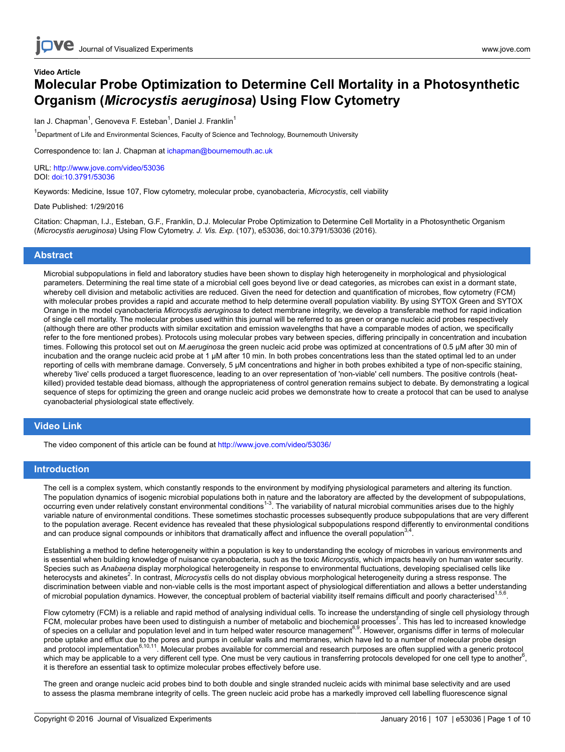Video Article

# Molecular Probe Optimization to Determine Cell Mortality in a Photosynthetic Organism (*Microcystis aeruginosa*) Using Flow Cytometry

Ian J. Chapman[1], Genoveva F. Esteban[1], Daniel J. Franklin[1]

[1]Department of Life and Environmental Sciences, Faculty of Science and Technology, Bournemouth University

Correspondence to: Ian J. Chapman at ichapman@bournemouth.ac.uk

URL: http://www.jove.com/video/53036
DOI: doi:10.3791/53036

Keywords: Medicine, Issue 107, Flow cytometry, molecular probe, cyanobacteria, *Microcystis*, cell viability

Date Published: 1/29/2016

Citation: Chapman, I.J., Esteban, G.F., Franklin, D.J. Molecular Probe Optimization to Determine Cell Mortality in a Photosynthetic Organism (*Microcystis aeruginosa*) Using Flow Cytometry. *J. Vis. Exp.* (107), e53036, doi:10.3791/53036 (2016).

## Abstract

Microbial subpopulations in field and laboratory studies have been shown to display high heterogeneity in morphological and physiological parameters. Determining the real time state of a microbial cell goes beyond live or dead categories, as microbes can exist in a dormant state, whereby cell division and metabolic activities are reduced. Given the need for detection and quantification of microbes, flow cytometry (FCM) with molecular probes provides a rapid and accurate method to help determine overall population viability. By using SYTOX Green and SYTOX Orange in the model cyanobacteria *Microcystis aeruginosa* to detect membrane integrity, we develop a transferable method for rapid indication of single cell mortality. The molecular probes used within this journal will be referred to as green or orange nucleic acid probes respectively (although there are other products with similar excitation and emission wavelengths that have a comparable modes of action, we specifically refer to the fore mentioned probes). Protocols using molecular probes vary between species, differing principally in concentration and incubation times. Following this protocol set out on *M.aeruginosa* the green nucleic acid probe was optimized at concentrations of 0.5 µM after 30 min of incubation and the orange nucleic acid probe at 1 µM after 10 min. In both probes concentrations less than the stated optimal led to an under reporting of cells with membrane damage. Conversely, 5 µM concentrations and higher in both probes exhibited a type of non-specific staining, whereby 'live' cells produced a target fluorescence, leading to an over representation of 'non-viable' cell numbers. The positive controls (heat-killed) provided testable dead biomass, although the appropriateness of control generation remains subject to debate. By demonstrating a logical sequence of steps for optimizing the green and orange nucleic acid probes we demonstrate how to create a protocol that can be used to analyse cyanobacterial physiological state effectively.

## Video Link

The video component of this article can be found at http://www.jove.com/video/53036/

## Introduction

The cell is a complex system, which constantly responds to the environment by modifying physiological parameters and altering its function. The population dynamics of isogenic microbial populations both in nature and the laboratory are affected by the development of subpopulations, occurring even under relatively constant environmental conditions[1-3]. The variability of natural microbial communities arises due to the highly variable nature of environmental conditions. These sometimes stochastic processes subsequently produce subpopulations that are very different to the population average. Recent evidence has revealed that these physiological subpopulations respond differently to environmental conditions and can produce signal compounds or inhibitors that dramatically affect and influence the overall population[3,4].

Establishing a method to define heterogeneity within a population is key to understanding the ecology of microbes in various environments and is essential when building knowledge of nuisance cyanobacteria, such as the toxic *Microcystis*, which impacts heavily on human water security. Species such as *Anabaena* display morphological heterogeneity in response to environmental fluctuations, developing specialised cells like heterocysts and akinetes[2]. In contrast, *Microcystis* cells do not display obvious morphological heterogeneity during a stress response. The discrimination between viable and non-viable cells is the most important aspect of physiological differentiation and allows a better understanding of microbial population dynamics. However, the conceptual problem of bacterial viability itself remains difficult and poorly characterised[1,5,6].

Flow cytometry (FCM) is a reliable and rapid method of analysing individual cells. To increase the understanding of single cell physiology through FCM, molecular probes have been used to distinguish a number of metabolic and biochemical processes[7]. This has led to increased knowledge of species on a cellular and population level and in turn helped water resource management[8,9]. However, organisms differ in terms of molecular probe uptake and efflux due to the pores and pumps in cellular walls and membranes, which have led to a number of molecular probe design and protocol implementation[6,10,11]. Molecular probes available for commercial and research purposes are often supplied with a generic protocol which may be applicable to a very different cell type. One must be very cautious in transferring protocols developed for one cell type to another[6], it is therefore an essential task to optimize molecular probes effectively before use.

The green and orange nucleic acid probes bind to both double and single stranded nucleic acids with minimal base selectivity and are used to assess the plasma membrane integrity of cells. The green nucleic acid probe has a markedly improved cell labelling fluorescence signal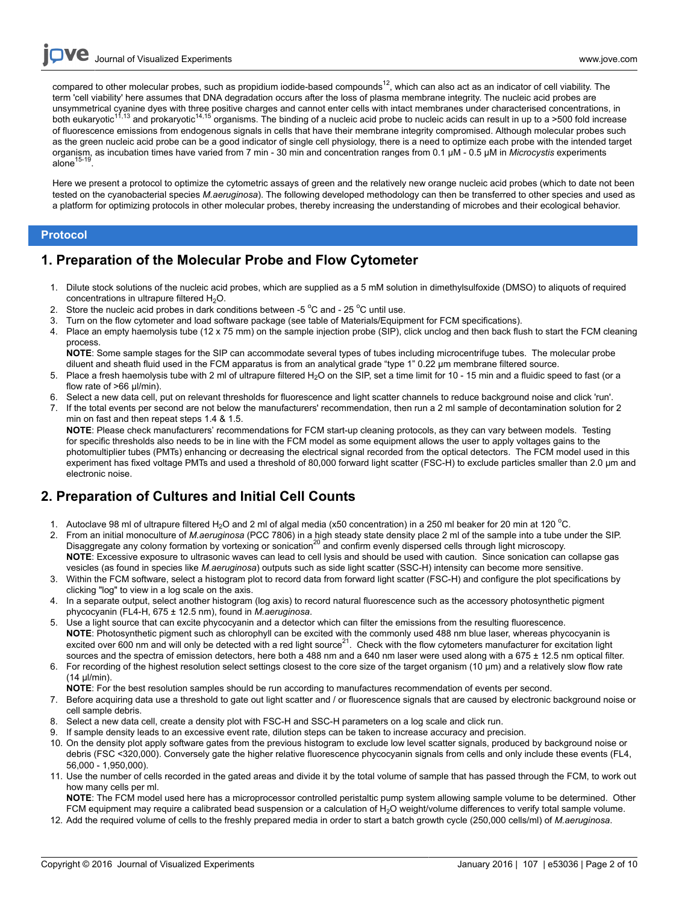compared to other molecular probes, such as propidium iodide-based compounds[12], which can also act as an indicator of cell viability. The term 'cell viability' here assumes that DNA degradation occurs after the loss of plasma membrane integrity. The nucleic acid probes are unsymmetrical cyanine dyes with three positive charges and cannot enter cells with intact membranes under characterised concentrations, in both eukaryotic[11,13] and prokaryotic[14,15] organisms. The binding of a nucleic acid probe to nucleic acids can result in up to a >500 fold increase of fluorescence emissions from endogenous signals in cells that have their membrane integrity compromised. Although molecular probes such as the green nucleic acid probe can be a good indicator of single cell physiology, there is a need to optimize each probe with the intended target organism, as incubation times have varied from 7 min - 30 min and concentration ranges from 0.1 µM - 0.5 µM in *Microcystis* experiments alone[15-19].

Here we present a protocol to optimize the cytometric assays of green and the relatively new orange nucleic acid probes (which to date not been tested on the cyanobacterial species *M.aeruginosa*). The following developed methodology can then be transferred to other species and used as a platform for optimizing protocols in other molecular probes, thereby increasing the understanding of microbes and their ecological behavior.

## Protocol

## 1. Preparation of the Molecular Probe and Flow Cytometer

1. Dilute stock solutions of the nucleic acid probes, which are supplied as a 5 mM solution in dimethylsulfoxide (DMSO) to aliquots of required concentrations in ultrapure filtered $H_2O$.
2. Store the nucleic acid probes in dark conditions between -5 °C and - 25 °C until use.
3. Turn on the flow cytometer and load software package (see table of Materials/Equipment for FCM specifications).
4. Place an empty haemolysis tube (12 x 75 mm) on the sample injection probe (SIP), click unclog and then back flush to start the FCM cleaning process.
   **NOTE**: Some sample stages for the SIP can accommodate several types of tubes including microcentrifuge tubes. The molecular probe diluent and sheath fluid used in the FCM apparatus is from an analytical grade "type 1" 0.22 µm membrane filtered source.
5. Place a fresh haemolysis tube with 2 ml of ultrapure filtered $H_2O$ on the SIP, set a time limit for 10 - 15 min and a fluidic speed to fast (or a flow rate of >66 µl/min).
6. Select a new data cell, put on relevant thresholds for fluorescence and light scatter channels to reduce background noise and click 'run'.
7. If the total events per second are not below the manufacturers' recommendation, then run a 2 ml sample of decontamination solution for 2 min on fast and then repeat steps 1.4 & 1.5.
   **NOTE**: Please check manufacturers' recommendations for FCM start-up cleaning protocols, as they can vary between models. Testing for specific thresholds also needs to be in line with the FCM model as some equipment allows the user to apply voltages gains to the photomultiplier tubes (PMTs) enhancing or decreasing the electrical signal recorded from the optical detectors. The FCM model used in this experiment has fixed voltage PMTs and used a threshold of 80,000 forward light scatter (FSC-H) to exclude particles smaller than 2.0 µm and electronic noise.

## 2. Preparation of Cultures and Initial Cell Counts

1. Autoclave 98 ml of ultrapure filtered $H_2O$ and 2 ml of algal media (x50 concentration) in a 250 ml beaker for 20 min at 120 °C.
2. From an initial monoculture of *M.aeruginosa* (PCC 7806) in a high steady state density place 2 ml of the sample into a tube under the SIP. Disaggregate any colony formation by vortexing or sonication[20] and confirm evenly dispersed cells through light microscopy.
   **NOTE**: Excessive exposure to ultrasonic waves can lead to cell lysis and should be used with caution. Since sonication can collapse gas vesicles (as found in species like *M.aeruginosa*) outputs such as side light scatter (SSC-H) intensity can become more sensitive.
3. Within the FCM software, select a histogram plot to record data from forward light scatter (FSC-H) and configure the plot specifications by clicking "log" to view in a log scale on the axis.
4. In a separate output, select another histogram (log axis) to record natural fluorescence such as the accessory photosynthetic pigment phycocyanin (FL4-H, 675 ± 12.5 nm), found in *M.aeruginosa*.
5. Use a light source that can excite phycocyanin and a detector which can filter the emissions from the resulting fluorescence.
   **NOTE**: Photosynthetic pigment such as chlorophyll can be excited with the commonly used 488 nm blue laser, whereas phycocyanin is excited over 600 nm and will only be detected with a red light source[21]. Check with the flow cytometers manufacturer for excitation light sources and the spectra of emission detectors, here both a 488 nm and a 640 nm laser were used along with a 675 ± 12.5 nm optical filter.
6. For recording of the highest resolution select settings closest to the core size of the target organism (10 µm) and a relatively slow flow rate (14 µl/min).
   **NOTE**: For the best resolution samples should be run according to manufactures recommendation of events per second.
7. Before acquiring data use a threshold to gate out light scatter and / or fluorescence signals that are caused by electronic background noise or cell sample debris.
8. Select a new data cell, create a density plot with FSC-H and SSC-H parameters on a log scale and click run.
9. If sample density leads to an excessive event rate, dilution steps can be taken to increase accuracy and precision.
10. On the density plot apply software gates from the previous histogram to exclude low level scatter signals, produced by background noise or debris (FSC <320,000). Conversely gate the higher relative fluorescence phycocyanin signals from cells and only include these events (FL4, 56,000 - 1,950,000).
11. Use the number of cells recorded in the gated areas and divide it by the total volume of sample that has passed through the FCM, to work out how many cells per ml.
    **NOTE**: The FCM model used here has a microprocessor controlled peristaltic pump system allowing sample volume to be determined. Other FCM equipment may require a calibrated bead suspension or a calculation of $H_2O$ weight/volume differences to verify total sample volume.
12. Add the required volume of cells to the freshly prepared media in order to start a batch growth cycle (250,000 cells/ml) of *M.aeruginosa*.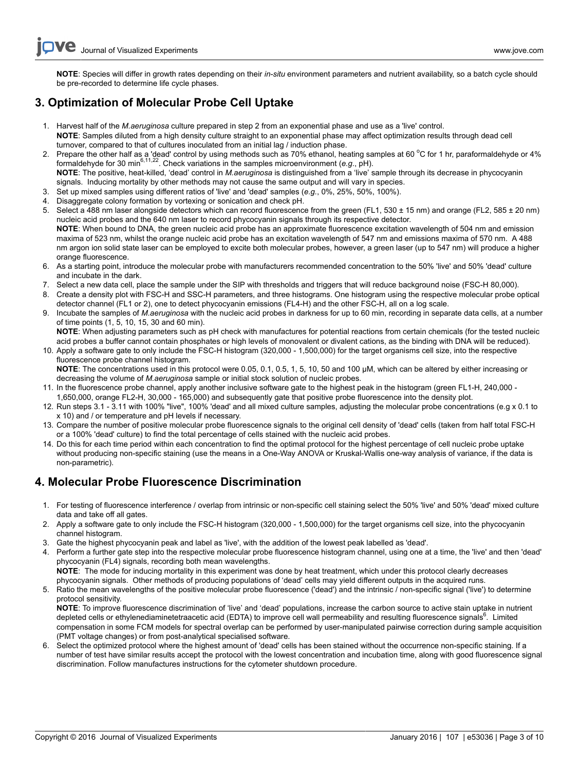**NOTE**: Species will differ in growth rates depending on their *in-situ* environment parameters and nutrient availability, so a batch cycle should be pre-recorded to determine life cycle phases.

## 3. Optimization of Molecular Probe Cell Uptake

1. Harvest half of the *M.aeruginosa* culture prepared in step 2 from an exponential phase and use as a 'live' control.
   **NOTE**: Samples diluted from a high density culture straight to an exponential phase may affect optimization results through dead cell turnover, compared to that of cultures inoculated from an initial lag / induction phase.
2. Prepare the other half as a 'dead' control by using methods such as 70% ethanol, heating samples at 60 °C for 1 hr, paraformaldehyde or 4% formaldehyde for 30 min[6,11,22]. Check variations in the samples microenvironment (*e.g.*, pH).
   **NOTE**: The positive, heat-killed, 'dead' control in *M.aeruginosa* is distinguished from a 'live' sample through its decrease in phycocyanin signals. Inducing mortality by other methods may not cause the same output and will vary in species.
3. Set up mixed samples using different ratios of 'live' and 'dead' samples (*e.g.*, 0%, 25%, 50%, 100%).
4. Disaggregate colony formation by vortexing or sonication and check pH.
5. Select a 488 nm laser alongside detectors which can record fluorescence from the green (FL1, 530 ± 15 nm) and orange (FL2, 585 ± 20 nm) nucleic acid probes and the 640 nm laser to record phycocyanin signals through its respective detector.
   **NOTE**: When bound to DNA, the green nucleic acid probe has an approximate fluorescence excitation wavelength of 504 nm and emission maxima of 523 nm, whilst the orange nucleic acid probe has an excitation wavelength of 547 nm and emissions maxima of 570 nm. A 488 nm argon ion solid state laser can be employed to excite both molecular probes, however, a green laser (up to 547 nm) will produce a higher orange fluorescence.
6. As a starting point, introduce the molecular probe with manufacturers recommended concentration to the 50% 'live' and 50% 'dead' culture and incubate in the dark.
7. Select a new data cell, place the sample under the SIP with thresholds and triggers that will reduce background noise (FSC-H 80,000).
8. Create a density plot with FSC-H and SSC-H parameters, and three histograms. One histogram using the respective molecular probe optical detector channel (FL1 or 2), one to detect phycocyanin emissions (FL4-H) and the other FSC-H, all on a log scale.
9. Incubate the samples of *M.aeruginosa* with the nucleic acid probes in darkness for up to 60 min, recording in separate data cells, at a number of time points (1, 5, 10, 15, 30 and 60 min).
   **NOTE**: When adjusting parameters such as pH check with manufactures for potential reactions from certain chemicals (for the tested nucleic acid probes a buffer cannot contain phosphates or high levels of monovalent or divalent cations, as the binding with DNA will be reduced).
10. Apply a software gate to only include the FSC-H histogram (320,000 - 1,500,000) for the target organisms cell size, into the respective fluorescence probe channel histogram.
    **NOTE**: The concentrations used in this protocol were 0.05, 0.1, 0.5, 1, 5, 10, 50 and 100 µM, which can be altered by either increasing or decreasing the volume of *M.aeruginosa* sample or initial stock solution of nucleic probes.
11. In the fluorescence probe channel, apply another inclusive software gate to the highest peak in the histogram (green FL1-H, 240,000 - 1,650,000, orange FL2-H, 30,000 - 165,000) and subsequently gate that positive probe fluorescence into the density plot.
12. Run steps 3.1 - 3.11 with 100% "live", 100% 'dead' and all mixed culture samples, adjusting the molecular probe concentrations (e.g x 0.1 to x 10) and / or temperature and pH levels if necessary.
13. Compare the number of positive molecular probe fluorescence signals to the original cell density of 'dead' cells (taken from half total FSC-H or a 100% 'dead' culture) to find the total percentage of cells stained with the nucleic acid probes.
14. Do this for each time period within each concentration to find the optimal protocol for the highest percentage of cell nucleic probe uptake without producing non-specific staining (use the means in a One-Way ANOVA or Kruskal-Wallis one-way analysis of variance, if the data is non-parametric).

## 4. Molecular Probe Fluorescence Discrimination

1. For testing of fluorescence interference / overlap from intrinsic or non-specific cell staining select the 50% 'live' and 50% 'dead' mixed culture data and take off all gates.
2. Apply a software gate to only include the FSC-H histogram (320,000 - 1,500,000) for the target organisms cell size, into the phycocyanin channel histogram.
3. Gate the highest phycocyanin peak and label as 'live', with the addition of the lowest peak labelled as 'dead'.
4. Perform a further gate step into the respective molecular probe fluorescence histogram channel, using one at a time, the 'live' and then 'dead' phycocyanin (FL4) signals, recording both mean wavelengths.
   **NOTE**: The mode for inducing mortality in this experiment was done by heat treatment, which under this protocol clearly decreases phycocyanin signals. Other methods of producing populations of 'dead' cells may yield different outputs in the acquired runs.
5. Ratio the mean wavelengths of the positive molecular probe fluorescence ('dead') and the intrinsic / non-specific signal ('live') to determine protocol sensitivity.
   **NOTE**: To improve fluorescence discrimination of 'live' and 'dead' populations, increase the carbon source to active stain uptake in nutrient depleted cells or ethylenediaminetetraacetic acid (EDTA) to improve cell wall permeability and resulting fluorescence signals[6]. Limited compensation in some FCM models for spectral overlap can be performed by user-manipulated pairwise correction during sample acquisition (PMT voltage changes) or from post-analytical specialised software.
6. Select the optimized protocol where the highest amount of 'dead' cells has been stained without the occurrence non-specific staining. If a number of test have similar results accept the protocol with the lowest concentration and incubation time, along with good fluorescence signal discrimination. Follow manufactures instructions for the cytometer shutdown procedure.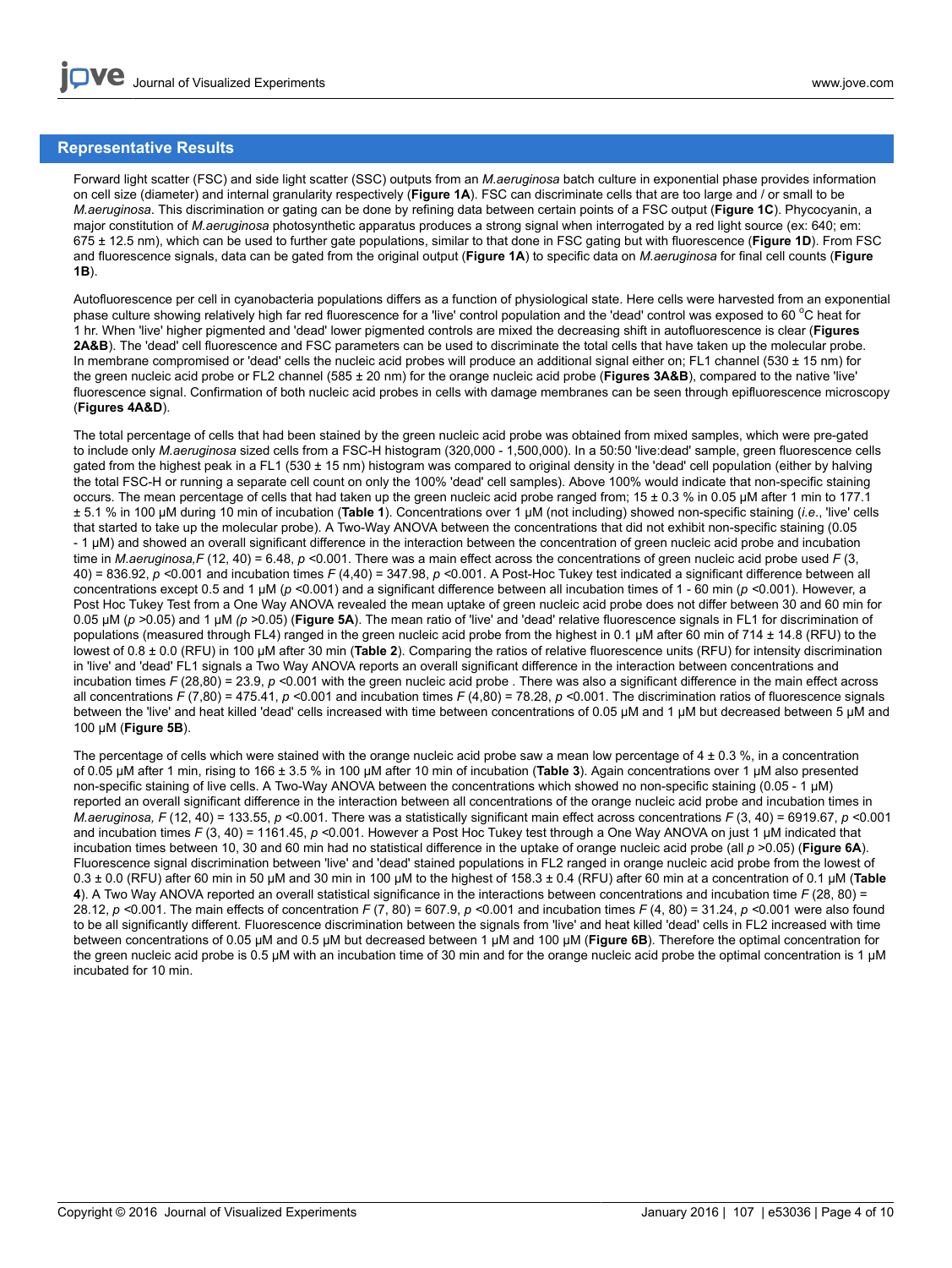## Representative Results

Forward light scatter (FSC) and side light scatter (SSC) outputs from an *M.aeruginosa* batch culture in exponential phase provides information on cell size (diameter) and internal granularity respectively (**Figure 1A**). FSC can discriminate cells that are too large and / or small to be *M.aeruginosa*. This discrimination or gating can be done by refining data between certain points of a FSC output (**Figure 1C**). Phycocyanin, a major constitution of *M.aeruginosa* photosynthetic apparatus produces a strong signal when interrogated by a red light source (ex: 640; em: 675 ± 12.5 nm), which can be used to further gate populations, similar to that done in FSC gating but with fluorescence (**Figure 1D**). From FSC and fluorescence signals, data can be gated from the original output (**Figure 1A**) to specific data on *M.aeruginosa* for final cell counts (**Figure 1B**).

Autofluorescence per cell in cyanobacteria populations differs as a function of physiological state. Here cells were harvested from an exponential phase culture showing relatively high far red fluorescence for a 'live' control population and the 'dead' control was exposed to 60 °C heat for 1 hr. When 'live' higher pigmented and 'dead' lower pigmented controls are mixed the decreasing shift in autofluorescence is clear (**Figures 2A&B**). The 'dead' cell fluorescence and FSC parameters can be used to discriminate the total cells that have taken up the molecular probe. In membrane compromised or 'dead' cells the nucleic acid probes will produce an additional signal either on; FL1 channel (530 ± 15 nm) for the green nucleic acid probe or FL2 channel (585 ± 20 nm) for the orange nucleic acid probe (**Figures 3A&B**), compared to the native 'live' fluorescence signal. Confirmation of both nucleic acid probes in cells with damage membranes can be seen through epifluorescence microscopy (**Figures 4A&D**).

The total percentage of cells that had been stained by the green nucleic acid probe was obtained from mixed samples, which were pre-gated to include only *M.aeruginosa* sized cells from a FSC-H histogram (320,000 - 1,500,000). In a 50:50 'live:dead' sample, green fluorescence cells gated from the highest peak in a FL1 (530 ± 15 nm) histogram was compared to original density in the 'dead' cell population (either by halving the total FSC-H or running a separate cell count on only the 100% 'dead' cell samples). Above 100% would indicate that non-specific staining occurs. The mean percentage of cells that had taken up the green nucleic acid probe ranged from; 15 ± 0.3 % in 0.05 µM after 1 min to 177.1 ± 5.1 % in 100 µM during 10 min of incubation (**Table 1**). Concentrations over 1 µM (not including) showed non-specific staining (*i.e.*, 'live' cells that started to take up the molecular probe). A Two-Way ANOVA between the concentrations that did not exhibit non-specific staining (0.05 - 1 µM) and showed an overall significant difference in the interaction between the concentration of green nucleic acid probe and incubation time in *M.aeruginosa*, $F$ (12, 40) = 6.48, $p$ <0.001. There was a main effect across the concentrations of green nucleic acid probe used $F$ (3, 40) = 836.92, $p$ <0.001 and incubation times $F$ (4,40) = 347.98, $p$ <0.001. A Post-Hoc Tukey test indicated a significant difference between all concentrations except 0.5 and 1 µM ($p$ <0.001) and a significant difference between all incubation times of 1 - 60 min ($p$ <0.001). However, a Post Hoc Tukey Test from a One Way ANOVA revealed the mean uptake of green nucleic acid probe does not differ between 30 and 60 min for 0.05 µM ($p$ >0.05) and 1 µM ($p$ >0.05) (**Figure 5A**). The mean ratio of 'live' and 'dead' relative fluorescence signals in FL1 for discrimination of populations (measured through FL4) ranged in the green nucleic acid probe from the highest in 0.1 µM after 60 min of 714 ± 14.8 (RFU) to the lowest of 0.8 ± 0.0 (RFU) in 100 µM after 30 min (**Table 2**). Comparing the ratios of relative fluorescence units (RFU) for intensity discrimination in 'live' and 'dead' FL1 signals a Two Way ANOVA reports an overall significant difference in the interaction between concentrations and incubation times $F$ (28,80) = 23.9, $p$ <0.001 with the green nucleic acid probe . There was also a significant difference in the main effect across all concentrations $F$ (7,80) = 475.41, $p$ <0.001 and incubation times $F$ (4,80) = 78.28, $p$ <0.001. The discrimination ratios of fluorescence signals between the 'live' and heat killed 'dead' cells increased with time between concentrations of 0.05 µM and 1 µM but decreased between 5 µM and 100 µM (**Figure 5B**).

The percentage of cells which were stained with the orange nucleic acid probe saw a mean low percentage of 4 ± 0.3 %, in a concentration of 0.05 µM after 1 min, rising to 166 ± 3.5 % in 100 µM after 10 min of incubation (**Table 3**). Again concentrations over 1 µM also presented non-specific staining of live cells. A Two-Way ANOVA between the concentrations which showed no non-specific staining (0.05 - 1 µM) reported an overall significant difference in the interaction between all concentrations of the orange nucleic acid probe and incubation times in *M.aeruginosa,* $F$ (12, 40) = 133.55, $p$ <0.001. There was a statistically significant main effect across concentrations $F$ (3, 40) = 6919.67, $p$ <0.001 and incubation times $F$ (3, 40) = 1161.45, $p$ <0.001. However a Post Hoc Tukey test through a One Way ANOVA on just 1 µM indicated that incubation times between 10, 30 and 60 min had no statistical difference in the uptake of orange nucleic acid probe (all $p$ >0.05) (**Figure 6A**). Fluorescence signal discrimination between 'live' and 'dead' stained populations in FL2 ranged in orange nucleic acid probe from the lowest of 0.3 ± 0.0 (RFU) after 60 min in 50 µM and 30 min in 100 µM to the highest of 158.3 ± 0.4 (RFU) after 60 min at a concentration of 0.1 µM (**Table 4**). A Two Way ANOVA reported an overall statistical significance in the interactions between concentrations and incubation time $F$ (28, 80) = 28.12, $p$ <0.001. The main effects of concentration $F$ (7, 80) = 607.9, $p$ <0.001 and incubation times $F$ (4, 80) = 31.24, $p$ <0.001 were also found to be all significantly different. Fluorescence discrimination between the signals from 'live' and heat killed 'dead' cells in FL2 increased with time between concentrations of 0.05 µM and 0.5 µM but decreased between 1 µM and 100 µM (**Figure 6B**). Therefore the optimal concentration for the green nucleic acid probe is 0.5 µM with an incubation time of 30 min and for the orange nucleic acid probe the optimal concentration is 1 µM incubated for 10 min.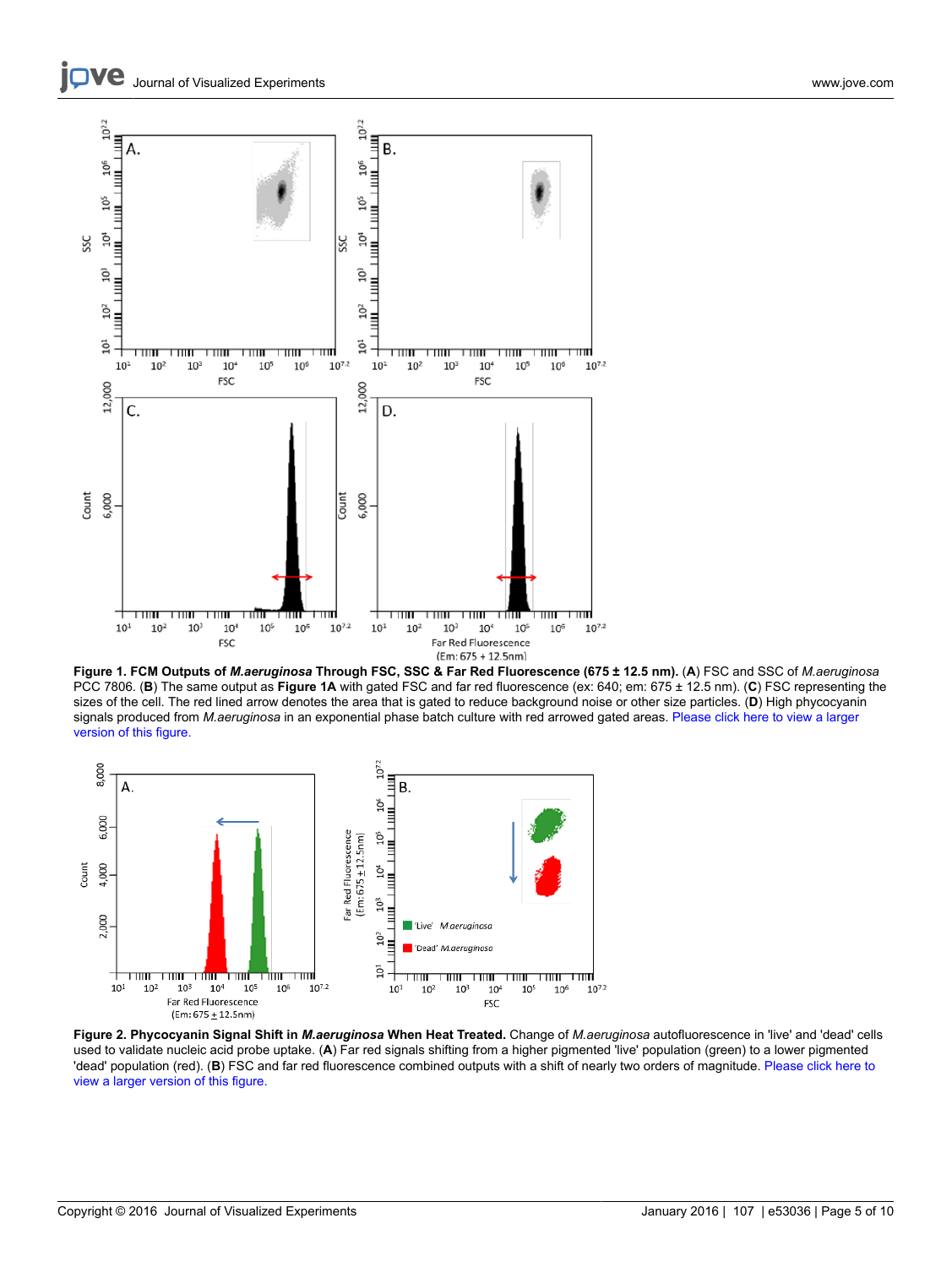**Figure 1. FCM Outputs of *M.aeruginosa* Through FSC, SSC & Far Red Fluorescence (675 ± 12.5 nm).** (**A**) FSC and SSC of *M.aeruginosa* PCC 7806. (**B**) The same output as **Figure 1A** with gated FSC and far red fluorescence (ex: 640; em: 675 ± 12.5 nm). (**C**) FSC representing the sizes of the cell. The red lined arrow denotes the area that is gated to reduce background noise or other size particles. (**D**) High phycocyanin signals produced from *M.aeruginosa* in an exponential phase batch culture with red arrowed gated areas. Please click here to view a larger version of this figure.

**Figure 2. Phycocyanin Signal Shift in *M.aeruginosa* When Heat Treated.** Change of *M.aeruginosa* autofluorescence in 'live' and 'dead' cells used to validate nucleic acid probe uptake. (**A**) Far red signals shifting from a higher pigmented 'live' population (green) to a lower pigmented 'dead' population (red). (**B**) FSC and far red fluorescence combined outputs with a shift of nearly two orders of magnitude. Please click here to view a larger version of this figure.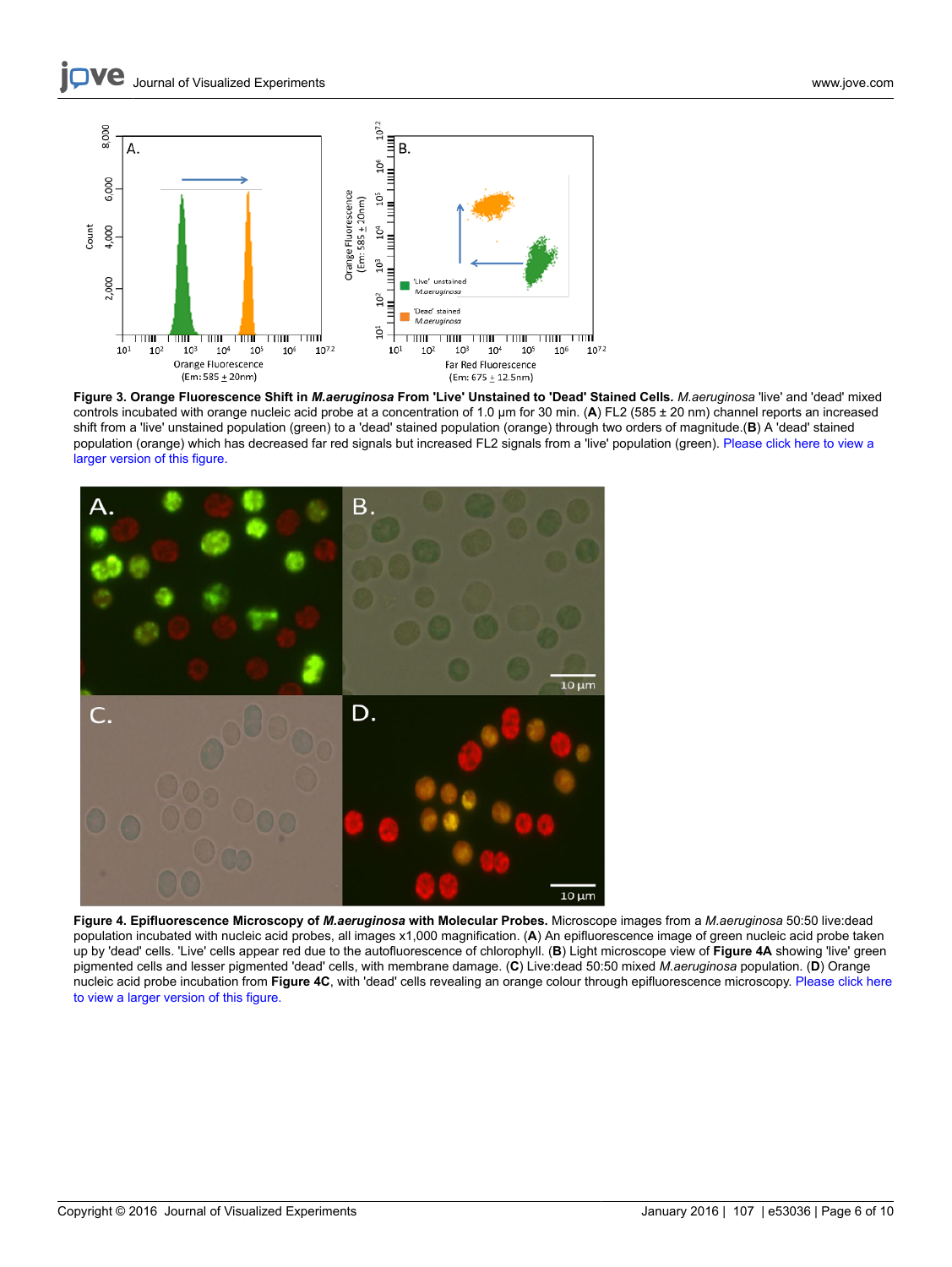**Figure 3. Orange Fluorescence Shift in *M.aeruginosa* From 'Live' Unstained to 'Dead' Stained Cells.** *M.aeruginosa* 'live' and 'dead' mixed controls incubated with orange nucleic acid probe at a concentration of 1.0 µm for 30 min. (**A**) FL2 (585 ± 20 nm) channel reports an increased shift from a 'live' unstained population (green) to a 'dead' stained population (orange) through two orders of magnitude.(**B**) A 'dead' stained population (orange) which has decreased far red signals but increased FL2 signals from a 'live' population (green). Please click here to view a larger version of this figure.

**Figure 4. Epifluorescence Microscopy of *M.aeruginosa* with Molecular Probes.** Microscope images from a *M.aeruginosa* 50:50 live:dead population incubated with nucleic acid probes, all images x1,000 magnification. (**A**) An epifluorescence image of green nucleic acid probe taken up by 'dead' cells. 'Live' cells appear red due to the autofluorescence of chlorophyll. (**B**) Light microscope view of **Figure 4A** showing 'live' green pigmented cells and lesser pigmented 'dead' cells, with membrane damage. (**C**) Live:dead 50:50 mixed *M.aeruginosa* population. (**D**) Orange nucleic acid probe incubation from **Figure 4C**, with 'dead' cells revealing an orange colour through epifluorescence microscopy. Please click here to view a larger version of this figure.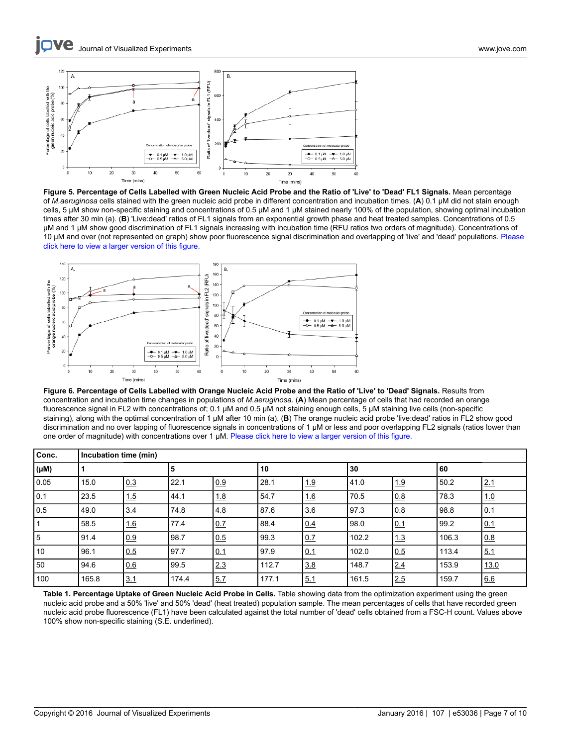**Figure 5. Percentage of Cells Labelled with Green Nucleic Acid Probe and the Ratio of 'Live' to 'Dead' FL1 Signals.** Mean percentage of *M.aeruginosa* cells stained with the green nucleic acid probe in different concentration and incubation times. (**A**) 0.1 µM did not stain enough cells, 5 µM show non-specific staining and concentrations of 0.5 µM and 1 µM stained nearly 100% of the population, showing optimal incubation times after 30 min (a). (**B**) 'Live:dead' ratios of FL1 signals from an exponential growth phase and heat treated samples. Concentrations of 0.5 µM and 1 µM show good discrimination of FL1 signals increasing with incubation time (RFU ratios two orders of magnitude). Concentrations of 10 µM and over (not represented on graph) show poor fluorescence signal discrimination and overlapping of 'live' and 'dead' populations. Please click here to view a larger version of this figure.

**Figure 6. Percentage of Cells Labelled with Orange Nucleic Acid Probe and the Ratio of 'Live' to 'Dead' Signals.** Results from concentration and incubation time changes in populations of *M.aeruginosa.* (**A**) Mean percentage of cells that had recorded an orange fluorescence signal in FL2 with concentrations of; 0.1 µM and 0.5 µM not staining enough cells, 5 µM staining live cells (non-specific staining), along with the optimal concentration of 1 µM after 10 min (a). (**B**) The orange nucleic acid probe 'live:dead' ratios in FL2 show good discrimination and no over lapping of fluorescence signals in concentrations of 1 µM or less and poor overlapping FL2 signals (ratios lower than one order of magnitude) with concentrations over 1 µM. Please click here to view a larger version of this figure.

| Conc. | Incubation time (min) | | | | | | | | | |
|---|---|---|---|---|---|---|---|---|---|---|
| (µM) | 1 | | 5 | | 10 | | 30 | | 60 | |
| 0.05 | 15.0 | 0.3 | 22.1 | 0.9 | 28.1 | 1.9 | 41.0 | 1.9 | 50.2 | 2.1 |
| 0.1 | 23.5 | 1.5 | 44.1 | 1.8 | 54.7 | 1.6 | 70.5 | 0.8 | 78.3 | 1.0 |
| 0.5 | 49.0 | 3.4 | 74.8 | 4.8 | 87.6 | 3.6 | 97.3 | 0.8 | 98.8 | 0.1 |
| 1 | 58.5 | 1.6 | 77.4 | 0.7 | 88.4 | 0.4 | 98.0 | 0.1 | 99.2 | 0.1 |
| 5 | 91.4 | 0.9 | 98.7 | 0.5 | 99.3 | 0.7 | 102.2 | 1.3 | 106.3 | 0.8 |
| 10 | 96.1 | 0.5 | 97.7 | 0.1 | 97.9 | 0.1 | 102.0 | 0.5 | 113.4 | 5.1 |
| 50 | 94.6 | 0.6 | 99.5 | 2.3 | 112.7 | 3.8 | 148.7 | 2.4 | 153.9 | 13.0 |
| 100 | 165.8 | 3.1 | 174.4 | 5.7 | 177.1 | 5.1 | 161.5 | 2.5 | 159.7 | 6.6 |

**Table 1. Percentage Uptake of Green Nucleic Acid Probe in Cells.** Table showing data from the optimization experiment using the green nucleic acid probe and a 50% 'live' and 50% 'dead' (heat treated) population sample. The mean percentages of cells that have recorded green nucleic acid probe fluorescence (FL1) have been calculated against the total number of 'dead' cells obtained from a FSC-H count. Values above 100% show non-specific staining (S.E. underlined).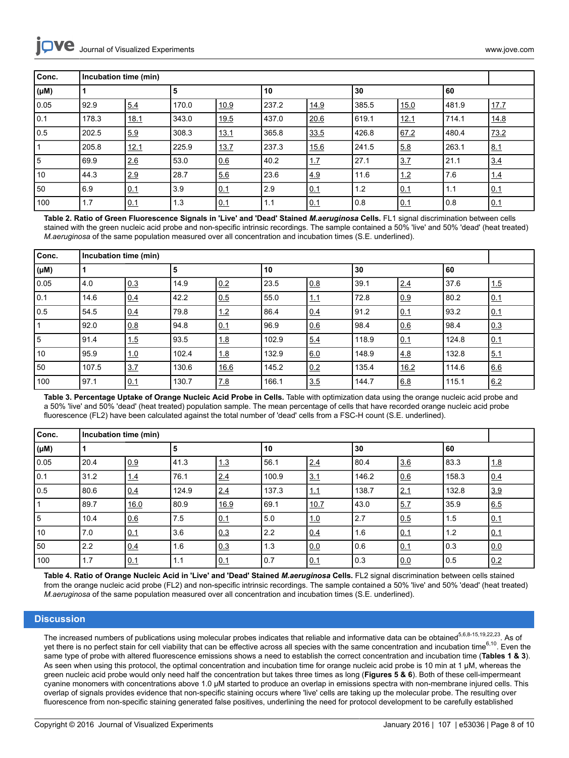| Conc. | Incubation time (min) | | | | | | | | | |
|---|---|---|---|---|---|---|---|---|---|---|
| (μM) | 1 | | 5 | | 10 | | 30 | | 60 | |
| 0.05 | 92.9 | 5.4 | 170.0 | 10.9 | 237.2 | 14.9 | 385.5 | 15.0 | 481.9 | 17.7 |
| 0.1 | 178.3 | 18.1 | 343.0 | 19.5 | 437.0 | 20.6 | 619.1 | 12.1 | 714.1 | 14.8 |
| 0.5 | 202.5 | 5.9 | 308.3 | 13.1 | 365.8 | 33.5 | 426.8 | 67.2 | 480.4 | 73.2 |
| 1 | 205.8 | 12.1 | 225.9 | 13.7 | 237.3 | 15.6 | 241.5 | 5.8 | 263.1 | 8.1 |
| 5 | 69.9 | 2.6 | 53.0 | 0.6 | 40.2 | 1.7 | 27.1 | 3.7 | 21.1 | 3.4 |
| 10 | 44.3 | 2.9 | 28.7 | 5.6 | 23.6 | 4.9 | 11.6 | 1.2 | 7.6 | 1.4 |
| 50 | 6.9 | 0.1 | 3.9 | 0.1 | 2.9 | 0.1 | 1.2 | 0.1 | 1.1 | 0.1 |
| 100 | 1.7 | 0.1 | 1.3 | 0.1 | 1.1 | 0.1 | 0.8 | 0.1 | 0.8 | 0.1 |

**Table 2. Ratio of Green Fluorescence Signals in 'Live' and 'Dead' Stained *M.aeruginosa* Cells.** FL1 signal discrimination between cells stained with the green nucleic acid probe and non-specific intrinsic recordings. The sample contained a 50% 'live' and 50% 'dead' (heat treated) *M.aeruginosa* of the same population measured over all concentration and incubation times (S.E. underlined).

| Conc. | Incubation time (min) | | | | | | | | | |
|---|---|---|---|---|---|---|---|---|---|---|
| (μM) | 1 | | 5 | | 10 | | 30 | | 60 | |
| 0.05 | 4.0 | 0.3 | 14.9 | 0.2 | 23.5 | 0.8 | 39.1 | 2.4 | 37.6 | 1.5 |
| 0.1 | 14.6 | 0.4 | 42.2 | 0.5 | 55.0 | 1.1 | 72.8 | 0.9 | 80.2 | 0.1 |
| 0.5 | 54.5 | 0.4 | 79.8 | 1.2 | 86.4 | 0.4 | 91.2 | 0.1 | 93.2 | 0.1 |
| 1 | 92.0 | 0.8 | 94.8 | 0.1 | 96.9 | 0.6 | 98.4 | 0.6 | 98.4 | 0.3 |
| 5 | 91.4 | 1.5 | 93.5 | 1.8 | 102.9 | 5.4 | 118.9 | 0.1 | 124.8 | 0.1 |
| 10 | 95.9 | 1.0 | 102.4 | 1.8 | 132.9 | 6.0 | 148.9 | 4.8 | 132.8 | 5.1 |
| 50 | 107.5 | 3.7 | 130.6 | 16.6 | 145.2 | 0.2 | 135.4 | 16.2 | 114.6 | 6.6 |
| 100 | 97.1 | 0.1 | 130.7 | 7.8 | 166.1 | 3.5 | 144.7 | 6.8 | 115.1 | 6.2 |

**Table 3. Percentage Uptake of Orange Nucleic Acid Probe in Cells.** Table with optimization data using the orange nucleic acid probe and a 50% 'live' and 50% 'dead' (heat treated) population sample. The mean percentage of cells that have recorded orange nucleic acid probe fluorescence (FL2) have been calculated against the total number of 'dead' cells from a FSC-H count (S.E. underlined).

| Conc. | Incubation time (min) | | | | | | | | | |
|---|---|---|---|---|---|---|---|---|---|---|
| (μM) | 1 | | 5 | | 10 | | 30 | | 60 | |
| 0.05 | 20.4 | 0.9 | 41.3 | 1.3 | 56.1 | 2.4 | 80.4 | 3.6 | 83.3 | 1.8 |
| 0.1 | 31.2 | 1.4 | 76.1 | 2.4 | 100.9 | 3.1 | 146.2 | 0.6 | 158.3 | 0.4 |
| 0.5 | 80.6 | 0.4 | 124.9 | 2.4 | 137.3 | 1.1 | 138.7 | 2.1 | 132.8 | 3.9 |
| 1 | 89.7 | 16.0 | 80.9 | 16.9 | 69.1 | 10.7 | 43.0 | 5.7 | 35.9 | 6.5 |
| 5 | 10.4 | 0.6 | 7.5 | 0.1 | 5.0 | 1.0 | 2.7 | 0.5 | 1.5 | 0.1 |
| 10 | 7.0 | 0.1 | 3.6 | 0.3 | 2.2 | 0.4 | 1.6 | 0.1 | 1.2 | 0.1 |
| 50 | 2.2 | 0.4 | 1.6 | 0.3 | 1.3 | 0.0 | 0.6 | 0.1 | 0.3 | 0.0 |
| 100 | 1.7 | 0.1 | 1.1 | 0.1 | 0.7 | 0.1 | 0.3 | 0.0 | 0.5 | 0.2 |

**Table 4. Ratio of Orange Nucleic Acid in 'Live' and 'Dead' Stained *M.aeruginosa* Cells.** FL2 signal discrimination between cells stained from the orange nucleic acid probe (FL2) and non-specific intrinsic recordings. The sample contained a 50% 'live' and 50% 'dead' (heat treated) *M.aeruginosa* of the same population measured over all concentration and incubation times (S.E. underlined).

## Discussion

The increased numbers of publications using molecular probes indicates that reliable and informative data can be obtained[5,6,8-15,19,22,23]. As of yet there is no perfect stain for cell viability that can be effective across all species with the same concentration and incubation time[6,10]. Even the same type of probe with altered fluorescence emissions shows a need to establish the correct concentration and incubation time (**Tables 1 & 3**). As seen when using this protocol, the optimal concentration and incubation time for orange nucleic acid probe is 10 min at 1 μM, whereas the green nucleic acid probe would only need half the concentration but takes three times as long (**Figures 5 & 6**). Both of these cell-impermeant cyanine monomers with concentrations above 1.0 μM started to produce an overlap in emissions spectra with non-membrane injured cells. This overlap of signals provides evidence that non-specific staining occurs where 'live' cells are taking up the molecular probe. The resulting over fluorescence from non-specific staining generated false positives, underlining the need for protocol development to be carefully established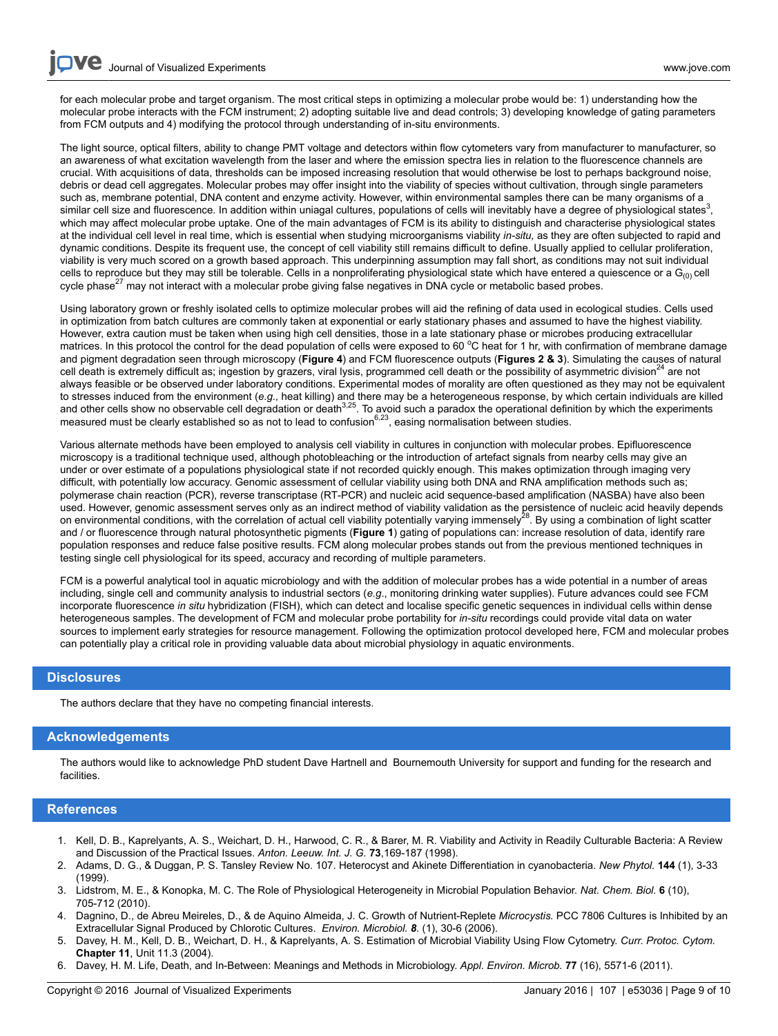for each molecular probe and target organism. The most critical steps in optimizing a molecular probe would be: 1) understanding how the molecular probe interacts with the FCM instrument; 2) adopting suitable live and dead controls; 3) developing knowledge of gating parameters from FCM outputs and 4) modifying the protocol through understanding of in-situ environments.

The light source, optical filters, ability to change PMT voltage and detectors within flow cytometers vary from manufacturer to manufacturer, so an awareness of what excitation wavelength from the laser and where the emission spectra lies in relation to the fluorescence channels are crucial. With acquisitions of data, thresholds can be imposed increasing resolution that would otherwise be lost to perhaps background noise, debris or dead cell aggregates. Molecular probes may offer insight into the viability of species without cultivation, through single parameters such as, membrane potential, DNA content and enzyme activity. However, within environmental samples there can be many organisms of a similar cell size and fluorescence. In addition within uniagal cultures, populations of cells will inevitably have a degree of physiological states[3], which may affect molecular probe uptake. One of the main advantages of FCM is its ability to distinguish and characterise physiological states at the individual cell level in real time, which is essential when studying microorganisms viability *in-situ,* as they are often subjected to rapid and dynamic conditions. Despite its frequent use, the concept of cell viability still remains difficult to define. Usually applied to cellular proliferation, viability is very much scored on a growth based approach. This underpinning assumption may fall short, as conditions may not suit individual cells to reproduce but they may still be tolerable. Cells in a nonproliferating physiological state which have entered a quiescence or a $G_{(0)}$ cell cycle phase[27] may not interact with a molecular probe giving false negatives in DNA cycle or metabolic based probes.

Using laboratory grown or freshly isolated cells to optimize molecular probes will aid the refining of data used in ecological studies. Cells used in optimization from batch cultures are commonly taken at exponential or early stationary phases and assumed to have the highest viability. However, extra caution must be taken when using high cell densities, those in a late stationary phase or microbes producing extracellular matrices. In this protocol the control for the dead population of cells were exposed to 60 °C heat for 1 hr, with confirmation of membrane damage and pigment degradation seen through microscopy (**Figure 4**) and FCM fluorescence outputs (**Figures 2 & 3**). Simulating the causes of natural cell death is extremely difficult as; ingestion by grazers, viral lysis, programmed cell death or the possibility of asymmetric division[24] are not always feasible or be observed under laboratory conditions. Experimental modes of morality are often questioned as they may not be equivalent to stresses induced from the environment (*e.g.,* heat killing) and there may be a heterogeneous response, by which certain individuals are killed and other cells show no observable cell degradation or death[3,25]. To avoid such a paradox the operational definition by which the experiments measured must be clearly established so as not to lead to confusion[6,23], easing normalisation between studies.

Various alternate methods have been employed to analysis cell viability in cultures in conjunction with molecular probes. Epifluorescence microscopy is a traditional technique used, although photobleaching or the introduction of artefact signals from nearby cells may give an under or over estimate of a populations physiological state if not recorded quickly enough. This makes optimization through imaging very difficult, with potentially low accuracy. Genomic assessment of cellular viability using both DNA and RNA amplification methods such as; polymerase chain reaction (PCR), reverse transcriptase (RT-PCR) and nucleic acid sequence-based amplification (NASBA) have also been used. However, genomic assessment serves only as an indirect method of viability validation as the persistence of nucleic acid heavily depends on environmental conditions, with the correlation of actual cell viability potentially varying immensely[28]. By using a combination of light scatter and / or fluorescence through natural photosynthetic pigments (**Figure 1**) gating of populations can: increase resolution of data, identify rare population responses and reduce false positive results. FCM along molecular probes stands out from the previous mentioned techniques in testing single cell physiological for its speed, accuracy and recording of multiple parameters.

FCM is a powerful analytical tool in aquatic microbiology and with the addition of molecular probes has a wide potential in a number of areas including, single cell and community analysis to industrial sectors (*e.g.*, monitoring drinking water supplies). Future advances could see FCM incorporate fluorescence *in situ* hybridization (FISH), which can detect and localise specific genetic sequences in individual cells within dense heterogeneous samples. The development of FCM and molecular probe portability for *in-situ* recordings could provide vital data on water sources to implement early strategies for resource management. Following the optimization protocol developed here, FCM and molecular probes can potentially play a critical role in providing valuable data about microbial physiology in aquatic environments.

## Disclosures

The authors declare that they have no competing financial interests.

## Acknowledgements

The authors would like to acknowledge PhD student Dave Hartnell and Bournemouth University for support and funding for the research and facilities.

## References

1. Kell, D. B., Kaprelyants, A. S., Weichart, D. H., Harwood, C. R., & Barer, M. R. Viability and Activity in Readily Culturable Bacteria: A Review and Discussion of the Practical Issues. *Anton. Leeuw. Int. J. G.* **73**,169-187 (1998).
2. Adams, D. G., & Duggan, P. S. Tansley Review No. 107. Heterocyst and Akinete Differentiation in cyanobacteria. *New Phytol.* **144** (1), 3-33 (1999).
3. Lidstrom, M. E., & Konopka, M. C. The Role of Physiological Heterogeneity in Microbial Population Behavior. *Nat. Chem. Biol.* **6** (10), 705-712 (2010).
4. Dagnino, D., de Abreu Meireles, D., & de Aquino Almeida, J. C. Growth of Nutrient-Replete *Microcystis.* PCC 7806 Cultures is Inhibited by an Extracellular Signal Produced by Chlorotic Cultures. *Environ. Microbiol. 8.* (1), 30-6 (2006).
5. Davey, H. M., Kell, D. B., Weichart, D. H., & Kaprelyants, A. S. Estimation of Microbial Viability Using Flow Cytometry. *Curr. Protoc. Cytom.* **Chapter 11**, Unit 11.3 (2004).
6. Davey, H. M. Life, Death, and In-Between: Meanings and Methods in Microbiology. *Appl. Environ. Microb.* **77** (16), 5571-6 (2011).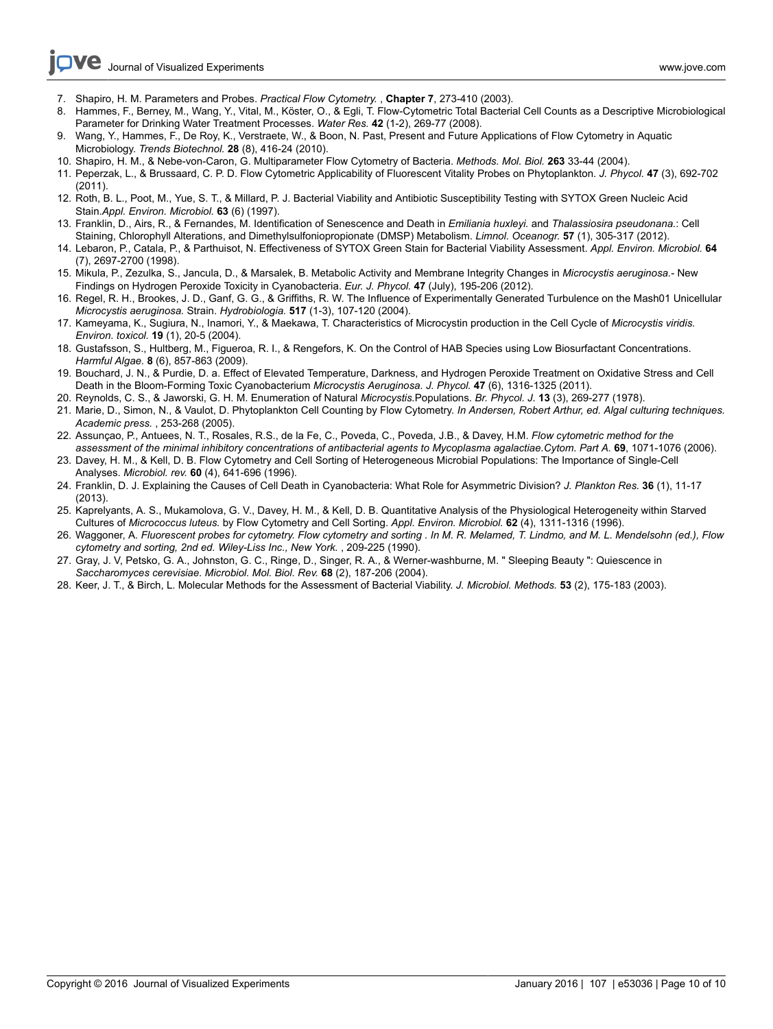7. Shapiro, H. M. Parameters and Probes. *Practical Flow Cytometry.* , **Chapter 7**, 273-410 (2003).
8. Hammes, F., Berney, M., Wang, Y., Vital, M., Köster, O., & Egli, T. Flow-Cytometric Total Bacterial Cell Counts as a Descriptive Microbiological Parameter for Drinking Water Treatment Processes. *Water Res.* **42** (1-2), 269-77 (2008).
9. Wang, Y., Hammes, F., De Roy, K., Verstraete, W., & Boon, N. Past, Present and Future Applications of Flow Cytometry in Aquatic Microbiology. *Trends Biotechnol.* **28** (8), 416-24 (2010).
10. Shapiro, H. M., & Nebe-von-Caron, G. Multiparameter Flow Cytometry of Bacteria. *Methods. Mol. Biol.* **263** 33-44 (2004).
11. Peperzak, L., & Brussaard, C. P. D. Flow Cytometric Applicability of Fluorescent Vitality Probes on Phytoplankton. *J. Phycol.* **47** (3), 692-702 (2011).
12. Roth, B. L., Poot, M., Yue, S. T., & Millard, P. J. Bacterial Viability and Antibiotic Susceptibility Testing with SYTOX Green Nucleic Acid Stain.*Appl. Environ. Microbiol.* **63** (6) (1997).
13. Franklin, D., Airs, R., & Fernandes, M. Identification of Senescence and Death in *Emiliania huxleyi.* and *Thalassiosira pseudonana.*: Cell Staining, Chlorophyll Alterations, and Dimethylsulfoniopropionate (DMSP) Metabolism. *Limnol. Oceanogr.* **57** (1), 305-317 (2012).
14. Lebaron, P., Catala, P., & Parthuisot, N. Effectiveness of SYTOX Green Stain for Bacterial Viability Assessment. *Appl. Environ. Microbiol.* **64** (7), 2697-2700 (1998).
15. Mikula, P., Zezulka, S., Jancula, D., & Marsalek, B. Metabolic Activity and Membrane Integrity Changes in *Microcystis aeruginosa.*- New Findings on Hydrogen Peroxide Toxicity in Cyanobacteria. *Eur. J. Phycol.* **47** (July), 195-206 (2012).
16. Regel, R. H., Brookes, J. D., Ganf, G. G., & Griffiths, R. W. The Influence of Experimentally Generated Turbulence on the Mash01 Unicellular *Microcystis aeruginosa.* Strain. *Hydrobiologia.* **517** (1-3), 107-120 (2004).
17. Kameyama, K., Sugiura, N., Inamori, Y., & Maekawa, T. Characteristics of Microcystin production in the Cell Cycle of *Microcystis viridis. Environ. toxicol.* **19** (1), 20-5 (2004).
18. Gustafsson, S., Hultberg, M., Figueroa, R. I., & Rengefors, K. On the Control of HAB Species using Low Biosurfactant Concentrations. *Harmful Algae.* **8** (6), 857-863 (2009).
19. Bouchard, J. N., & Purdie, D. a. Effect of Elevated Temperature, Darkness, and Hydrogen Peroxide Treatment on Oxidative Stress and Cell Death in the Bloom-Forming Toxic Cyanobacterium *Microcystis Aeruginosa. J. Phycol.* **47** (6), 1316-1325 (2011).
20. Reynolds, C. S., & Jaworski, G. H. M. Enumeration of Natural *Microcystis.*Populations. *Br. Phycol. J.* **13** (3), 269-277 (1978).
21. Marie, D., Simon, N., & Vaulot, D. Phytoplankton Cell Counting by Flow Cytometry. *In Andersen, Robert Arthur, ed. Algal culturing techniques. Academic press.* , 253-268 (2005).
22. Assunçao, P., Antuees, N. T., Rosales, R.S., de la Fe, C., Poveda, C., Poveda, J.B., & Davey, H.M. *Flow cytometric method for the assessment of the minimal inhibitory concentrations of antibacterial agents to Mycoplasma agalactiae.Cytom. Part A.* **69**, 1071-1076 (2006).
23. Davey, H. M., & Kell, D. B. Flow Cytometry and Cell Sorting of Heterogeneous Microbial Populations: The Importance of Single-Cell Analyses. *Microbiol. rev.* **60** (4), 641-696 (1996).
24. Franklin, D. J. Explaining the Causes of Cell Death in Cyanobacteria: What Role for Asymmetric Division? *J. Plankton Res.* **36** (1), 11-17 (2013).
25. Kaprelyants, A. S., Mukamolova, G. V., Davey, H. M., & Kell, D. B. Quantitative Analysis of the Physiological Heterogeneity within Starved Cultures of *Micrococcus luteus.* by Flow Cytometry and Cell Sorting. *Appl. Environ. Microbiol.* **62** (4), 1311-1316 (1996).
26. Waggoner, A. *Fluorescent probes for cytometry. Flow cytometry and sorting . In M. R. Melamed, T. Lindmo, and M. L. Mendelsohn (ed.), Flow cytometry and sorting, 2nd ed. Wiley-Liss Inc., New York.* , 209-225 (1990).
27. Gray, J. V, Petsko, G. A., Johnston, G. C., Ringe, D., Singer, R. A., & Werner-washburne, M. " Sleeping Beauty ": Quiescence in *Saccharomyces cerevisiae. Microbiol. Mol. Biol. Rev.* **68** (2), 187-206 (2004).
28. Keer, J. T., & Birch, L. Molecular Methods for the Assessment of Bacterial Viability. *J. Microbiol. Methods.* **53** (2), 175-183 (2003).